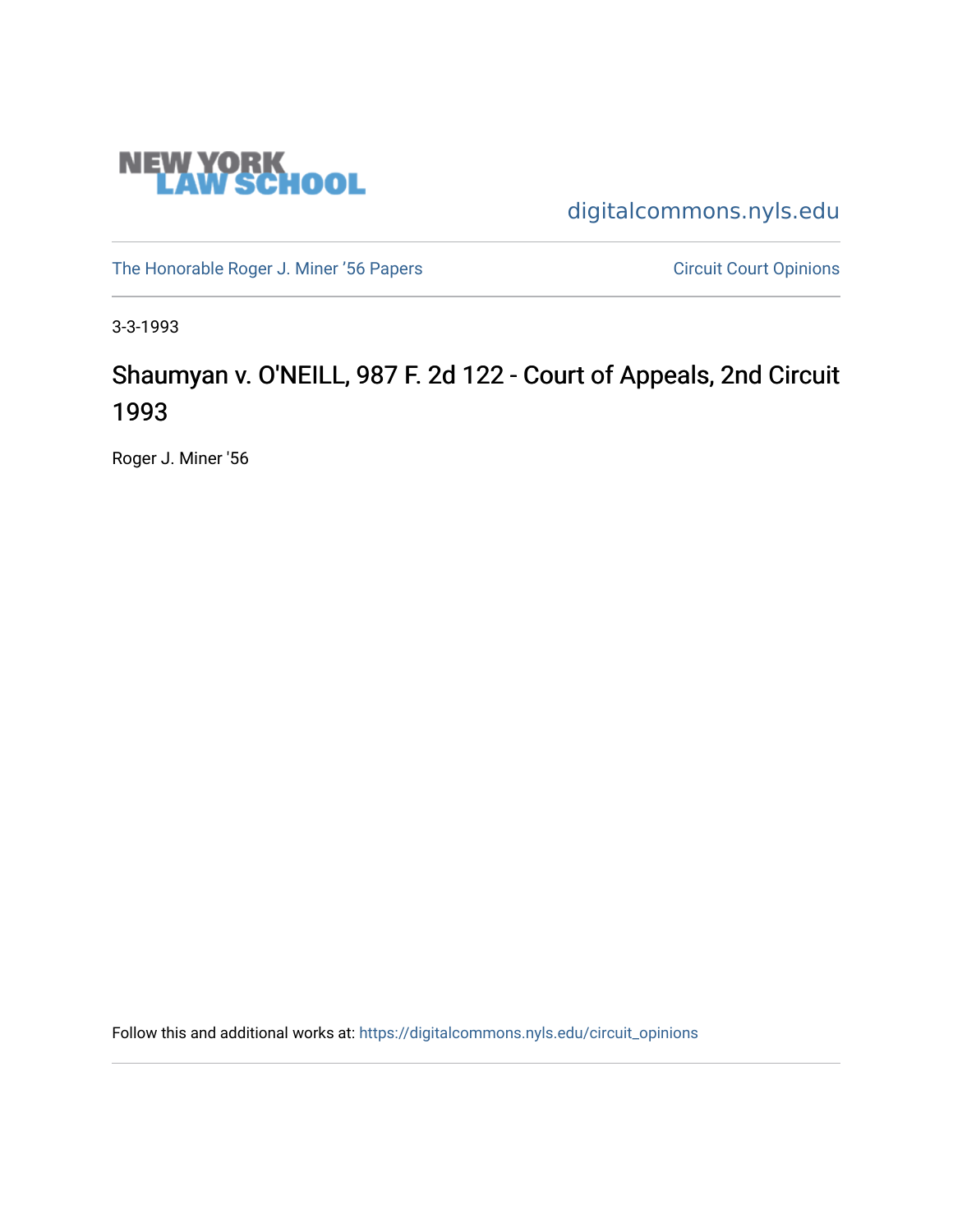NEW YORK LAW SCHOOL

digitalcommons.nyls.edu

The Honorable Roger J. Miner '56 Papers

Circuit Court Opinions

3-3-1993

# Shaumyan v. O'NEILL, 987 F. 2d 122 - Court of Appeals, 2nd Circuit 1993

Roger J. Miner '56

Follow this and additional works at: https://digitalcommons.nyls.edu/circuit_opinions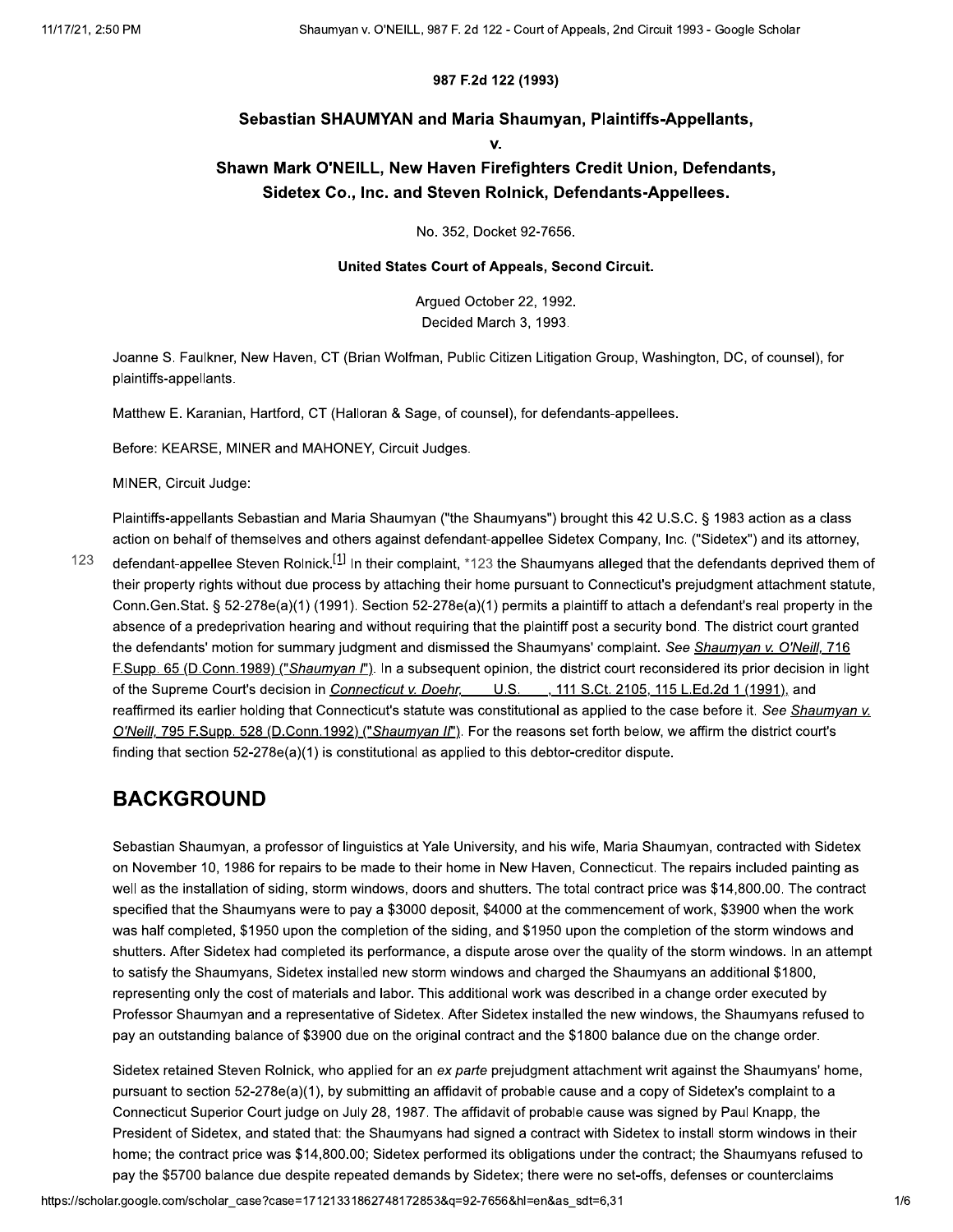**987 F.2d 122 (1993)**

## Sebastian SHAUMYAN and Maria Shaumyan, Plaintiffs-Appellants,

**v.**

## Shawn Mark O'NEILL, New Haven Firefighters Credit Union, Defendants, Sidetex Co., Inc. and Steven Rolnick, Defendants-Appellees.

No. 352, Docket 92-7656.

**United States Court of Appeals, Second Circuit.**

Argued October 22, 1992.
Decided March 3, 1993.

Joanne S. Faulkner, New Haven, CT (Brian Wolfman, Public Citizen Litigation Group, Washington, DC, of counsel), for plaintiffs-appellants.

Matthew E. Karanian, Hartford, CT (Halloran & Sage, of counsel), for defendants-appellees.

Before: KEARSE, MINER and MAHONEY, Circuit Judges.

MINER, Circuit Judge:

Plaintiffs-appellants Sebastian and Maria Shaumyan ("the Shaumyans") brought this 42 U.S.C. § 1983 action as a class action on behalf of themselves and others against defendant-appellee Sidetex Company, Inc. ("Sidetex") and its attorney, defendant-appellee Steven Rolnick.[1] In their complaint, *123 the Shaumyans alleged that the defendants deprived them of their property rights without due process by attaching their home pursuant to Connecticut's prejudgment attachment statute, Conn.Gen.Stat. § 52-278e(a)(1) (1991). Section 52-278e(a)(1) permits a plaintiff to attach a defendant's real property in the absence of a predeprivation hearing and without requiring that the plaintiff post a security bond. The district court granted the defendants' motion for summary judgment and dismissed the Shaumyans' complaint. *See* Shaumyan v. O'Neill, 716 F.Supp. 65 (D.Conn.1989) ("*Shaumyan I*"). In a subsequent opinion, the district court reconsidered its prior decision in light of the Supreme Court's decision in *Connecticut v. Doehr,* ___ U.S. ___, 111 S.Ct. 2105, 115 L.Ed.2d 1 (1991), and reaffirmed its earlier holding that Connecticut's statute was constitutional as applied to the case before it. *See* Shaumyan v. O'Neill, 795 F.Supp. 528 (D.Conn.1992) ("*Shaumyan II*"). For the reasons set forth below, we affirm the district court's finding that section 52-278e(a)(1) is constitutional as applied to this debtor-creditor dispute.

## BACKGROUND

Sebastian Shaumyan, a professor of linguistics at Yale University, and his wife, Maria Shaumyan, contracted with Sidetex on November 10, 1986 for repairs to be made to their home in New Haven, Connecticut. The repairs included painting as well as the installation of siding, storm windows, doors and shutters. The total contract price was $14,800.00. The contract specified that the Shaumyans were to pay a $3000 deposit, $4000 at the commencement of work, $3900 when the work was half completed, $1950 upon the completion of the siding, and $1950 upon the completion of the storm windows and shutters. After Sidetex had completed its performance, a dispute arose over the quality of the storm windows. In an attempt to satisfy the Shaumyans, Sidetex installed new storm windows and charged the Shaumyans an additional $1800, representing only the cost of materials and labor. This additional work was described in a change order executed by Professor Shaumyan and a representative of Sidetex. After Sidetex installed the new windows, the Shaumyans refused to pay an outstanding balance of $3900 due on the original contract and the $1800 balance due on the change order.

Sidetex retained Steven Rolnick, who applied for an *ex parte* prejudgment attachment writ against the Shaumyans' home, pursuant to section 52-278e(a)(1), by submitting an affidavit of probable cause and a copy of Sidetex's complaint to a Connecticut Superior Court judge on July 28, 1987. The affidavit of probable cause was signed by Paul Knapp, the President of Sidetex, and stated that: the Shaumyans had signed a contract with Sidetex to install storm windows in their home; the contract price was $14,800.00; Sidetex performed its obligations under the contract; the Shaumyans refused to pay the $5700 balance due despite repeated demands by Sidetex; there were no set-offs, defenses or counterclaims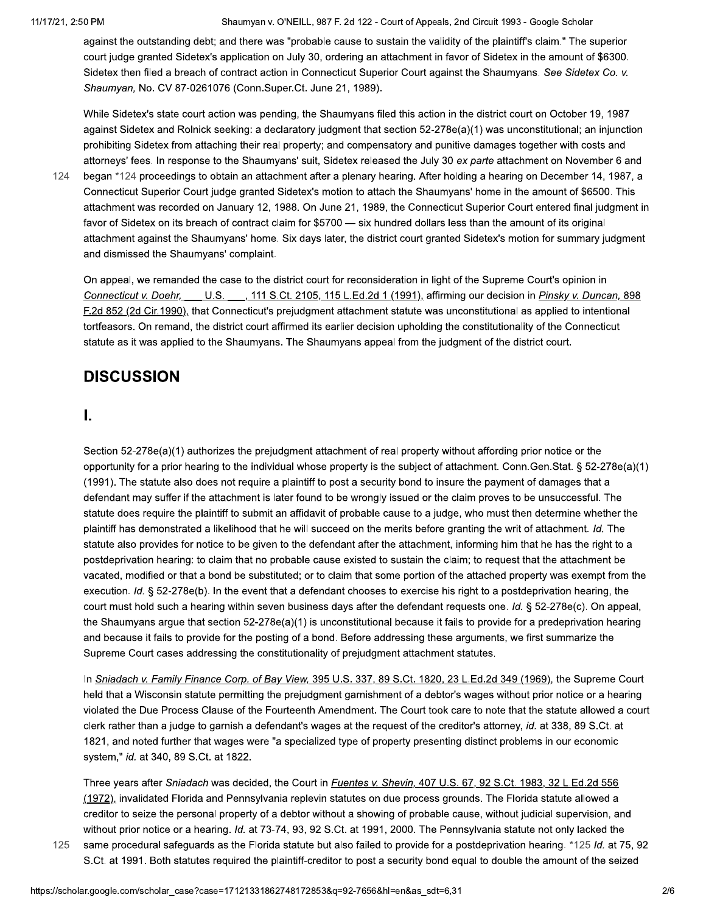against the outstanding debt; and there was "probable cause to sustain the validity of the plaintiff's claim." The superior court judge granted Sidetex's application on July 30, ordering an attachment in favor of Sidetex in the amount of $6300. Sidetex then filed a breach of contract action in Connecticut Superior Court against the Shaumyans. *See Sidetex Co. v. Shaumyan,* No. CV 87-0261076 (Conn.Super.Ct. June 21, 1989).

While Sidetex's state court action was pending, the Shaumyans filed this action in the district court on October 19, 1987 against Sidetex and Rolnick seeking: a declaratory judgment that section 52-278e(a)(1) was unconstitutional; an injunction prohibiting Sidetex from attaching their real property; and compensatory and punitive damages together with costs and attorneys' fees. In response to the Shaumyans' suit, Sidetex released the July 30 *ex parte* attachment on November 6 and began *124 proceedings to obtain an attachment after a plenary hearing. After holding a hearing on December 14, 1987, a Connecticut Superior Court judge granted Sidetex's motion to attach the Shaumyans' home in the amount of $6500. This attachment was recorded on January 12, 1988. On June 21, 1989, the Connecticut Superior Court entered final judgment in favor of Sidetex on its breach of contract claim for $5700 — six hundred dollars less than the amount of its original attachment against the Shaumyans' home. Six days later, the district court granted Sidetex's motion for summary judgment and dismissed the Shaumyans' complaint.

On appeal, we remanded the case to the district court for reconsideration in light of the Supreme Court's opinion in *Connecticut v. Doehr,* ___ U.S. ___, 111 S.Ct. 2105, 115 L.Ed.2d 1 (1991), affirming our decision in *Pinsky v. Duncan,* 898 F.2d 852 (2d Cir.1990), that Connecticut's prejudgment attachment statute was unconstitutional as applied to intentional tortfeasors. On remand, the district court affirmed its earlier decision upholding the constitutionality of the Connecticut statute as it was applied to the Shaumyans. The Shaumyans appeal from the judgment of the district court.

## DISCUSSION

## I.

Section 52-278e(a)(1) authorizes the prejudgment attachment of real property without affording prior notice or the opportunity for a prior hearing to the individual whose property is the subject of attachment. Conn.Gen.Stat. § 52-278e(a)(1) (1991). The statute also does not require a plaintiff to post a security bond to insure the payment of damages that a defendant may suffer if the attachment is later found to be wrongly issued or the claim proves to be unsuccessful. The statute does require the plaintiff to submit an affidavit of probable cause to a judge, who must then determine whether the plaintiff has demonstrated a likelihood that he will succeed on the merits before granting the writ of attachment. *Id.* The statute also provides for notice to be given to the defendant after the attachment, informing him that he has the right to a postdeprivation hearing: to claim that no probable cause existed to sustain the claim; to request that the attachment be vacated, modified or that a bond be substituted; or to claim that some portion of the attached property was exempt from the execution. *Id.* § 52-278e(b). In the event that a defendant chooses to exercise his right to a postdeprivation hearing, the court must hold such a hearing within seven business days after the defendant requests one. *Id.* § 52-278e(c). On appeal, the Shaumyans argue that section 52-278e(a)(1) is unconstitutional because it fails to provide for a predeprivation hearing and because it fails to provide for the posting of a bond. Before addressing these arguments, we first summarize the Supreme Court cases addressing the constitutionality of prejudgment attachment statutes.

In *Sniadach v. Family Finance Corp. of Bay View,* 395 U.S. 337, 89 S.Ct. 1820, 23 L.Ed.2d 349 (1969), the Supreme Court held that a Wisconsin statute permitting the prejudgment garnishment of a debtor's wages without prior notice or a hearing violated the Due Process Clause of the Fourteenth Amendment. The Court took care to note that the statute allowed a court clerk rather than a judge to garnish a defendant's wages at the request of the creditor's attorney, *id.* at 338, 89 S.Ct. at 1821, and noted further that wages were "a specialized type of property presenting distinct problems in our economic system," *id.* at 340, 89 S.Ct. at 1822.

Three years after *Sniadach* was decided, the Court in *Fuentes v. Shevin,* 407 U.S. 67, 92 S.Ct. 1983, 32 L.Ed.2d 556 (1972), invalidated Florida and Pennsylvania replevin statutes on due process grounds. The Florida statute allowed a creditor to seize the personal property of a debtor without a showing of probable cause, without judicial supervision, and without prior notice or a hearing. *Id.* at 73-74, 93, 92 S.Ct. at 1991, 2000. The Pennsylvania statute not only lacked the same procedural safeguards as the Florida statute but also failed to provide for a postdeprivation hearing. *125 *Id.* at 75, 92 S.Ct. at 1991. Both statutes required the plaintiff-creditor to post a security bond equal to double the amount of the seized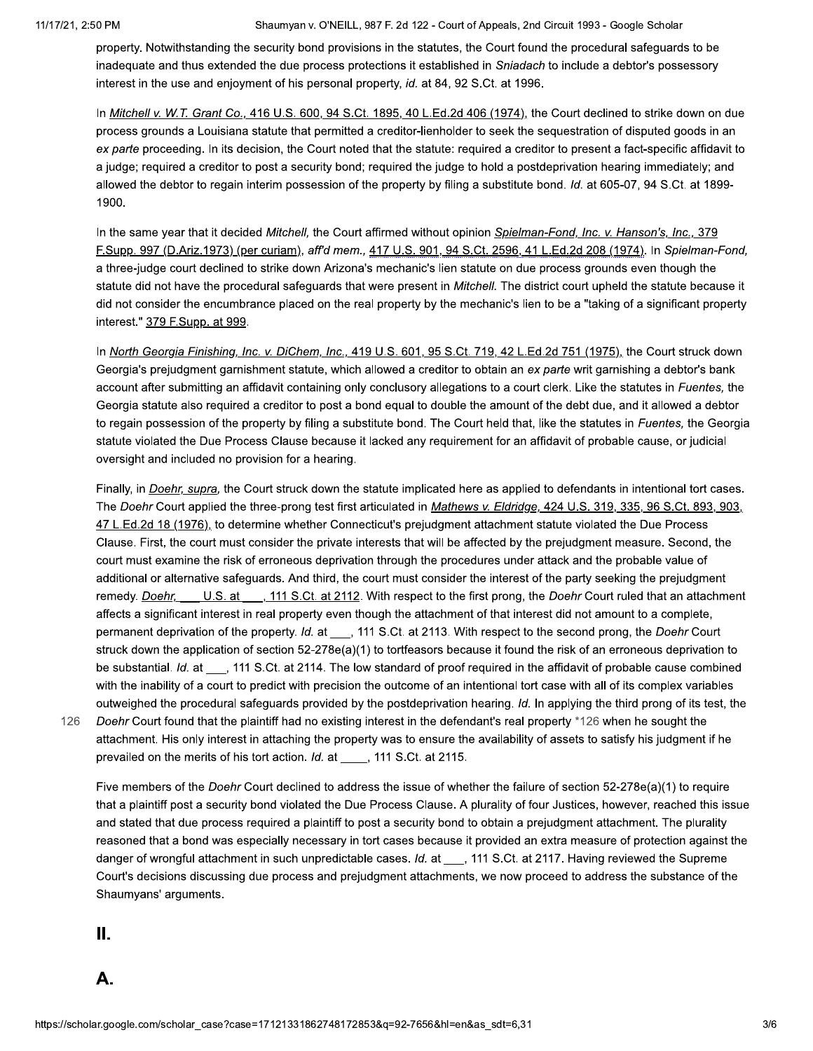property. Notwithstanding the security bond provisions in the statutes, the Court found the procedural safeguards to be inadequate and thus extended the due process protections it established in *Sniadach* to include a debtor's possessory interest in the use and enjoyment of his personal property, *id.* at 84, 92 S.Ct. at 1996.

In *Mitchell v. W.T. Grant Co.,* 416 U.S. 600, 94 S.Ct. 1895, 40 L.Ed.2d 406 (1974), the Court declined to strike down on due process grounds a Louisiana statute that permitted a creditor-lienholder to seek the sequestration of disputed goods in an *ex parte* proceeding. In its decision, the Court noted that the statute: required a creditor to present a fact-specific affidavit to a judge; required a creditor to post a security bond; required the judge to hold a postdeprivation hearing immediately; and allowed the debtor to regain interim possession of the property by filing a substitute bond. *Id.* at 605-07, 94 S.Ct. at 1899-1900.

In the same year that it decided *Mitchell,* the Court affirmed without opinion *Spielman-Fond, Inc. v. Hanson's, Inc.,* 379 F.Supp. 997 (D.Ariz.1973) (per curiam), *aff'd mem.,* 417 U.S. 901, 94 S.Ct. 2596, 41 L.Ed.2d 208 (1974). In *Spielman-Fond,* a three-judge court declined to strike down Arizona's mechanic's lien statute on due process grounds even though the statute did not have the procedural safeguards that were present in *Mitchell.* The district court upheld the statute because it did not consider the encumbrance placed on the real property by the mechanic's lien to be a "taking of a significant property interest." 379 F.Supp. at 999.

In *North Georgia Finishing, Inc. v. DiChem, Inc.,* 419 U.S. 601, 95 S.Ct. 719, 42 L.Ed.2d 751 (1975), the Court struck down Georgia's prejudgment garnishment statute, which allowed a creditor to obtain an *ex parte* writ garnishing a debtor's bank account after submitting an affidavit containing only conclusory allegations to a court clerk. Like the statutes in *Fuentes,* the Georgia statute also required a creditor to post a bond equal to double the amount of the debt due, and it allowed a debtor to regain possession of the property by filing a substitute bond. The Court held that, like the statutes in *Fuentes,* the Georgia statute violated the Due Process Clause because it lacked any requirement for an affidavit of probable cause, or judicial oversight and included no provision for a hearing.

Finally, in *Doehr, supra,* the Court struck down the statute implicated here as applied to defendants in intentional tort cases. The *Doehr* Court applied the three-prong test first articulated in *Mathews v. Eldridge,* 424 U.S. 319, 335, 96 S.Ct. 893, 903, 47 L.Ed.2d 18 (1976), to determine whether Connecticut's prejudgment attachment statute violated the Due Process Clause. First, the court must consider the private interests that will be affected by the prejudgment measure. Second, the court must examine the risk of erroneous deprivation through the procedures under attack and the probable value of additional or alternative safeguards. And third, the court must consider the interest of the party seeking the prejudgment remedy. *Doehr,* ___ U.S. at ___, 111 S.Ct. at 2112. With respect to the first prong, the *Doehr* Court ruled that an attachment affects a significant interest in real property even though the attachment of that interest did not amount to a complete, permanent deprivation of the property. *Id.* at ___, 111 S.Ct. at 2113. With respect to the second prong, the *Doehr* Court struck down the application of section 52-278e(a)(1) to tortfeasors because it found the risk of an erroneous deprivation to be substantial. *Id.* at ___, 111 S.Ct. at 2114. The low standard of proof required in the affidavit of probable cause combined with the inability of a court to predict with precision the outcome of an intentional tort case with all of its complex variables outweighed the procedural safeguards provided by the postdeprivation hearing. *Id.* In applying the third prong of its test, the *Doehr* Court found that the plaintiff had no existing interest in the defendant's real property *126 when he sought the attachment. His only interest in attaching the property was to ensure the availability of assets to satisfy his judgment if he prevailed on the merits of his tort action. *Id.* at ____, 111 S.Ct. at 2115.

Five members of the *Doehr* Court declined to address the issue of whether the failure of section 52-278e(a)(1) to require that a plaintiff post a security bond violated the Due Process Clause. A plurality of four Justices, however, reached this issue and stated that due process required a plaintiff to post a security bond to obtain a prejudgment attachment. The plurality reasoned that a bond was especially necessary in tort cases because it provided an extra measure of protection against the danger of wrongful attachment in such unpredictable cases. *Id.* at ___, 111 S.Ct. at 2117. Having reviewed the Supreme Court's decisions discussing due process and prejudgment attachments, we now proceed to address the substance of the Shaumyans' arguments.

## II.

## A.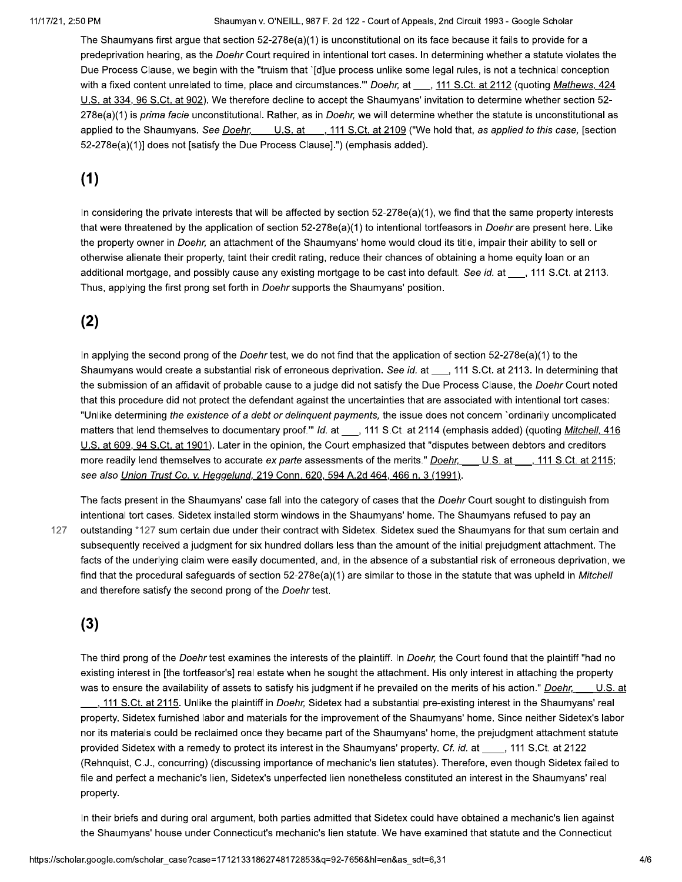The Shaumyans first argue that section 52-278e(a)(1) is unconstitutional on its face because it fails to provide for a predeprivation hearing, as the *Doehr* Court required in intentional tort cases. In determining whether a statute violates the Due Process Clause, we begin with the "truism that `[d]ue process unlike some legal rules, is not a technical conception with a fixed content unrelated to time, place and circumstances.'" *Doehr,* at ___, 111 S.Ct. at 2112 (quoting *Mathews,* 424 U.S. at 334, 96 S.Ct. at 902). We therefore decline to accept the Shaumyans' invitation to determine whether section 52-278e(a)(1) is *prima facie* unconstitutional. Rather, as in *Doehr,* we will determine whether the statute is unconstitutional as applied to the Shaumyans. *See Doehr,* ___ U.S. at ___, 111 S.Ct. at 2109 ("We hold that, *as applied to this case,* [section 52-278e(a)(1)] does not [satisfy the Due Process Clause].") (emphasis added).

## (1)

In considering the private interests that will be affected by section 52-278e(a)(1), we find that the same property interests that were threatened by the application of section 52-278e(a)(1) to intentional tortfeasors in *Doehr* are present here. Like the property owner in *Doehr,* an attachment of the Shaumyans' home would cloud its title, impair their ability to sell or otherwise alienate their property, taint their credit rating, reduce their chances of obtaining a home equity loan or an additional mortgage, and possibly cause any existing mortgage to be cast into default. *See id.* at ___, 111 S.Ct. at 2113. Thus, applying the first prong set forth in *Doehr* supports the Shaumyans' position.

## (2)

In applying the second prong of the *Doehr* test, we do not find that the application of section 52-278e(a)(1) to the Shaumyans would create a substantial risk of erroneous deprivation. *See id.* at ___, 111 S.Ct. at 2113. In determining that the submission of an affidavit of probable cause to a judge did not satisfy the Due Process Clause, the *Doehr* Court noted that this procedure did not protect the defendant against the uncertainties that are associated with intentional tort cases: "Unlike determining *the existence of a debt or delinquent payments,* the issue does not concern `ordinarily uncomplicated matters that lend themselves to documentary proof.'" *Id.* at ___, 111 S.Ct. at 2114 (emphasis added) (quoting *Mitchell,* 416 U.S. at 609, 94 S.Ct. at 1901). Later in the opinion, the Court emphasized that "disputes between debtors and creditors more readily lend themselves to accurate *ex parte* assessments of the merits." *Doehr,* ___ U.S. at ___, 111 S.Ct. at 2115; *see also Union Trust Co. v. Heggelund,* 219 Conn. 620, 594 A.2d 464, 466 n. 3 (1991).

The facts present in the Shaumyans' case fall into the category of cases that the *Doehr* Court sought to distinguish from intentional tort cases. Sidetex installed storm windows in the Shaumyans' home. The Shaumyans refused to pay an outstanding *127 sum certain due under their contract with Sidetex. Sidetex sued the Shaumyans for that sum certain and subsequently received a judgment for six hundred dollars less than the amount of the initial prejudgment attachment. The facts of the underlying claim were easily documented, and, in the absence of a substantial risk of erroneous deprivation, we find that the procedural safeguards of section 52-278e(a)(1) are similar to those in the statute that was upheld in *Mitchell* and therefore satisfy the second prong of the *Doehr* test.

## (3)

The third prong of the *Doehr* test examines the interests of the plaintiff. In *Doehr,* the Court found that the plaintiff "had no existing interest in [the tortfeasor's] real estate when he sought the attachment. His only interest in attaching the property was to ensure the availability of assets to satisfy his judgment if he prevailed on the merits of his action." *Doehr,* ___ U.S. at ___, 111 S.Ct. at 2115. Unlike the plaintiff in *Doehr,* Sidetex had a substantial pre-existing interest in the Shaumyans' real property. Sidetex furnished labor and materials for the improvement of the Shaumyans' home. Since neither Sidetex's labor nor its materials could be reclaimed once they became part of the Shaumyans' home, the prejudgment attachment statute provided Sidetex with a remedy to protect its interest in the Shaumyans' property. *Cf. id.* at ____, 111 S.Ct. at 2122 (Rehnquist, C.J., concurring) (discussing importance of mechanic's lien statutes). Therefore, even though Sidetex failed to file and perfect a mechanic's lien, Sidetex's unperfected lien nonetheless constituted an interest in the Shaumyans' real property.

In their briefs and during oral argument, both parties admitted that Sidetex could have obtained a mechanic's lien against the Shaumyans' house under Connecticut's mechanic's lien statute. We have examined that statute and the Connecticut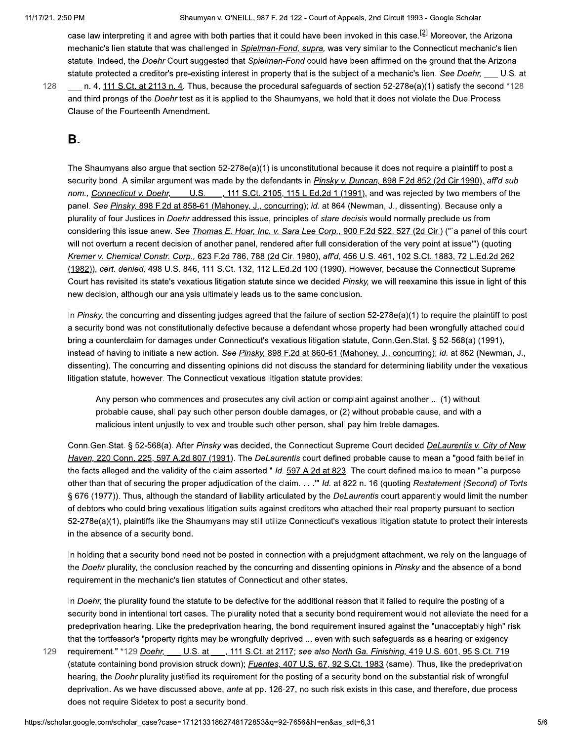case law interpreting it and agree with both parties that it could have been invoked in this case.[2] Moreover, the Arizona mechanic's lien statute that was challenged in *Spielman-Fond, supra,* was very similar to the Connecticut mechanic's lien statute. Indeed, the *Doehr* Court suggested that *Spielman-Fond* could have been affirmed on the ground that the Arizona statute protected a creditor's pre-existing interest in property that is the subject of a mechanic's lien. *See Doehr,* ___ U.S. at ___ n. 4, 111 S.Ct. at 2113 n. 4. Thus, because the procedural safeguards of section 52-278e(a)(1) satisfy the second *128 and third prongs of the *Doehr* test as it is applied to the Shaumyans, we hold that it does not violate the Due Process Clause of the Fourteenth Amendment.

## B.

The Shaumyans also argue that section 52-278e(a)(1) is unconstitutional because it does not require a plaintiff to post a security bond. A similar argument was made by the defendants in *Pinsky v. Duncan,* 898 F.2d 852 (2d Cir.1990), *aff'd sub nom., Connecticut v. Doehr,* ___ U.S. ___, 111 S.Ct. 2105, 115 L.Ed.2d 1 (1991), and was rejected by two members of the panel. *See Pinsky,* 898 F.2d at 858-61 (Mahoney, J., concurring); *id.* at 864 (Newman, J., dissenting). Because only a plurality of four Justices in *Doehr* addressed this issue, principles of *stare decisis* would normally preclude us from considering this issue anew. *See Thomas E. Hoar, Inc. v. Sara Lee Corp.,* 900 F.2d 522, 527 (2d Cir.) ("`a panel of this court will not overturn a recent decision of another panel, rendered after full consideration of the very point at issue'") (quoting *Kremer v. Chemical Constr. Corp.,* 623 F.2d 786, 788 (2d Cir. 1980), *aff'd,* 456 U.S. 461, 102 S.Ct. 1883, 72 L.Ed.2d 262 (1982)), *cert. denied,* 498 U.S. 846, 111 S.Ct. 132, 112 L.Ed.2d 100 (1990). However, because the Connecticut Supreme Court has revisited its state's vexatious litigation statute since we decided *Pinsky,* we will reexamine this issue in light of this new decision, although our analysis ultimately leads us to the same conclusion.

In *Pinsky,* the concurring and dissenting judges agreed that the failure of section 52-278e(a)(1) to require the plaintiff to post a security bond was not constitutionally defective because a defendant whose property had been wrongfully attached could bring a counterclaim for damages under Connecticut's vexatious litigation statute, Conn.Gen.Stat. § 52-568(a) (1991), instead of having to initiate a new action. *See Pinsky,* 898 F.2d at 860-61 (Mahoney, J., concurring); *id.* at 862 (Newman, J., dissenting). The concurring and dissenting opinions did not discuss the standard for determining liability under the vexatious litigation statute, however. The Connecticut vexatious litigation statute provides:

> Any person who commences and prosecutes any civil action or complaint against another ... (1) without probable cause, shall pay such other person double damages, or (2) without probable cause, and with a malicious intent unjustly to vex and trouble such other person, shall pay him treble damages.

Conn.Gen.Stat. § 52-568(a). After *Pinsky* was decided, the Connecticut Supreme Court decided *DeLaurentis v. City of New Haven,* 220 Conn. 225, 597 A.2d 807 (1991). The *DeLaurentis* court defined probable cause to mean a "good faith belief in the facts alleged and the validity of the claim asserted." *Id.* 597 A.2d at 823. The court defined malice to mean "`a purpose other than that of securing the proper adjudication of the claim. . . .'" *Id.* at 822 n. 16 (quoting *Restatement (Second) of Torts* § 676 (1977)). Thus, although the standard of liability articulated by the *DeLaurentis* court apparently would limit the number of debtors who could bring vexatious litigation suits against creditors who attached their real property pursuant to section 52-278e(a)(1), plaintiffs like the Shaumyans may still utilize Connecticut's vexatious litigation statute to protect their interests in the absence of a security bond.

In holding that a security bond need not be posted in connection with a prejudgment attachment, we rely on the language of the *Doehr* plurality, the conclusion reached by the concurring and dissenting opinions in *Pinsky* and the absence of a bond requirement in the mechanic's lien statutes of Connecticut and other states.

In *Doehr,* the plurality found the statute to be defective for the additional reason that it failed to require the posting of a security bond in intentional tort cases. The plurality noted that a security bond requirement would not alleviate the need for a predeprivation hearing. Like the predeprivation hearing, the bond requirement insured against the "unacceptably high" risk that the tortfeasor's "property rights may be wrongfully deprived ... even with such safeguards as a hearing or exigency requirement." *129 *Doehr,* ___ U.S. at ___, 111 S.Ct. at 2117; *see also North Ga. Finishing,* 419 U.S. 601, 95 S.Ct. 719 (statute containing bond provision struck down); *Fuentes,* 407 U.S. 67, 92 S.Ct. 1983 (same). Thus, like the predeprivation hearing, the *Doehr* plurality justified its requirement for the posting of a security bond on the substantial risk of wrongful deprivation. As we have discussed above, *ante* at pp. 126-27, no such risk exists in this case, and therefore, due process does not require Sidetex to post a security bond.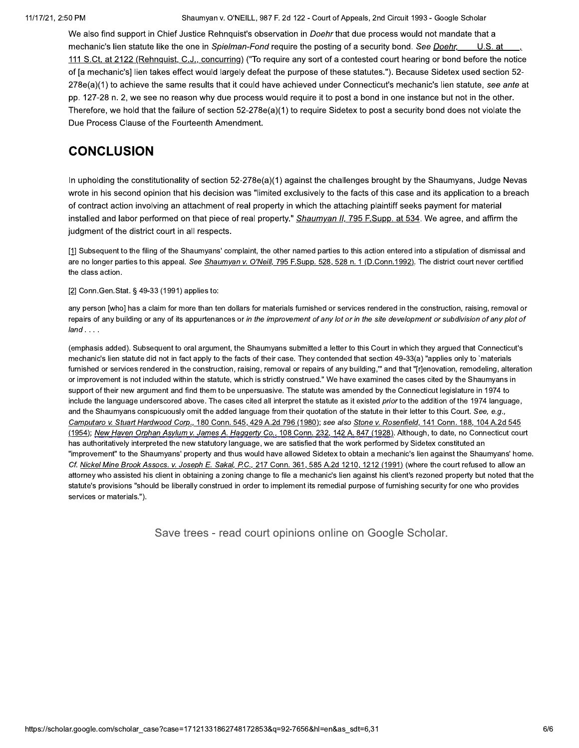We also find support in Chief Justice Rehnquist's observation in *Doehr* that due process would not mandate that a mechanic's lien statute like the one in *Spielman-Fond* require the posting of a security bond. *See* Doehr, ___ U.S. at ___, 111 S.Ct. at 2122 (Rehnquist, C.J., concurring) ("To require any sort of a contested court hearing or bond before the notice of [a mechanic's] lien takes effect would largely defeat the purpose of these statutes."). Because Sidetex used section 52-278e(a)(1) to achieve the same results that it could have achieved under Connecticut's mechanic's lien statute, *see ante* at pp. 127-28 n. 2, we see no reason why due process would require it to post a bond in one instance but not in the other. Therefore, we hold that the failure of section 52-278e(a)(1) to require Sidetex to post a security bond does not violate the Due Process Clause of the Fourteenth Amendment.

## CONCLUSION

In upholding the constitutionality of section 52-278e(a)(1) against the challenges brought by the Shaumyans, Judge Nevas wrote in his second opinion that his decision was "limited exclusively to the facts of this case and its application to a breach of contract action involving an attachment of real property in which the attaching plaintiff seeks payment for material installed and labor performed on that piece of real property." *Shaumyan II,* 795 F.Supp. at 534. We agree, and affirm the judgment of the district court in all respects.

[1] Subsequent to the filing of the Shaumyans' complaint, the other named parties to this action entered into a stipulation of dismissal and are no longer parties to this appeal. *See* Shaumyan v. O'Neill, 795 F.Supp. 528, 528 n. 1 (D.Conn.1992). The district court never certified the class action.

[2] Conn.Gen.Stat. § 49-33 (1991) applies to:

any person [who] has a claim for more than ten dollars for materials furnished or services rendered in the construction, raising, removal or repairs of any building or any of its appurtenances or *in the improvement of any lot or in the site development or subdivision of any plot of land* . . . .

(emphasis added). Subsequent to oral argument, the Shaumyans submitted a letter to this Court in which they argued that Connecticut's mechanic's lien statute did not in fact apply to the facts of their case. They contended that section 49-33(a) "applies only to `materials furnished or services rendered in the construction, raising, removal or repairs of any building,'" and that "[r]enovation, remodeling, alteration or improvement is not included within the statute, which is strictly construed." We have examined the cases cited by the Shaumyans in support of their new argument and find them to be unpersuasive. The statute was amended by the Connecticut legislature in 1974 to include the language underscored above. The cases cited all interpret the statute as it existed *prior* to the addition of the 1974 language, and the Shaumyans conspicuously omit the added language from their quotation of the statute in their letter to this Court. *See, e.g.,* Camputaro v. Stuart Hardwood Corp., 180 Conn. 545, 429 A.2d 796 (1980); *see also* Stone v. Rosenfield, 141 Conn. 188, 104 A.2d 545 (1954); New Haven Orphan Asylum v. James A. Haggerty Co., 108 Conn. 232, 142 A. 847 (1928). Although, to date, no Connecticut court has authoritatively interpreted the new statutory language, we are satisfied that the work performed by Sidetex constituted an "improvement" to the Shaumyans' property and thus would have allowed Sidetex to obtain a mechanic's lien against the Shaumyans' home. *Cf.* Nickel Mine Brook Assocs. v. Joseph E. Sakal, P.C., 217 Conn. 361, 585 A.2d 1210, 1212 (1991) (where the court refused to allow an attorney who assisted his client in obtaining a zoning change to file a mechanic's lien against his client's rezoned property but noted that the statute's provisions "should be liberally construed in order to implement its remedial purpose of furnishing security for one who provides services or materials.").

Save trees - read court opinions online on Google Scholar.